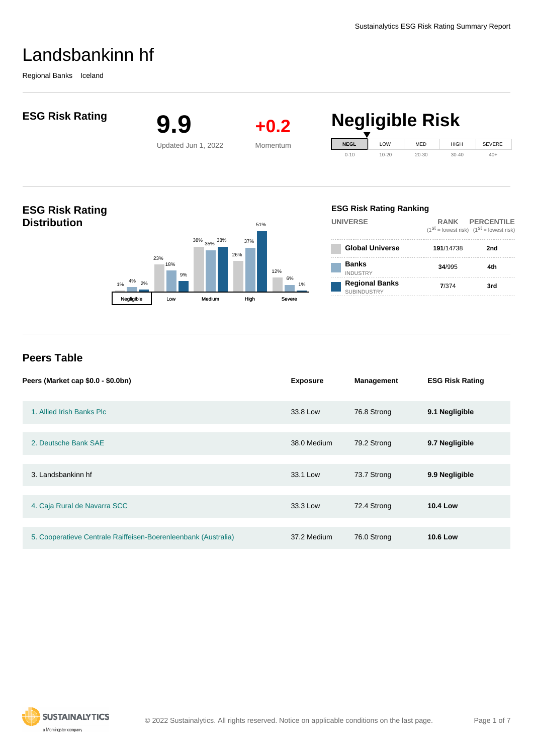Sustainalytics ESG Risk Rating Summary Report

# Landsbankinn hf

Regional Banks Iceland

## ESG Risk Rating

**9.9**
Updated Jun 1, 2022

**+0.2**
Momentum

## Negligible Risk

| NEGL | LOW | MED | HIGH | SEVERE |
|---|---|---|---|---|
| 0-10 | 10-20 | 20-30 | 30-40 | 40+ |

## ESG Risk Rating Distribution

| | Negligible | Low | Medium | High | Severe |
|---|---|---|---|---|---|
| Global Universe | 1% | 23% | 38% | 26% | 12% |
| Banks (Industry) | 4% | 18% | 35% | 37% | 6% |
| Regional Banks (Subindustry) | 2% | 9% | 38% | 51% | 1% |

### ESG Risk Rating Ranking

| UNIVERSE | RANK (1st = lowest risk) | PERCENTILE (1st = lowest risk) |
|---|---|---|
| Global Universe | **191**/14738 | 2nd |
| Banks INDUSTRY | **34**/995 | 4th |
| Regional Banks SUBINDUSTRY | **7**/374 | 3rd |

## Peers Table

| Peers (Market cap $0.0 - $0.0bn) | Exposure | Management | ESG Risk Rating |
|---|---|---|---|
| 1. Allied Irish Banks Plc | 33.8 Low | 76.8 Strong | **9.1 Negligible** |
| 2. Deutsche Bank SAE | 38.0 Medium | 79.2 Strong | **9.7 Negligible** |
| 3. Landsbankinn hf | 33.1 Low | 73.7 Strong | **9.9 Negligible** |
| 4. Caja Rural de Navarra SCC | 33.3 Low | 72.4 Strong | **10.4 Low** |
| 5. Cooperatieve Centrale Raiffeisen-Boerenleenbank (Australia) | 37.2 Medium | 76.0 Strong | **10.6 Low** |

© 2022 Sustainalytics. All rights reserved. Notice on applicable conditions on the last page.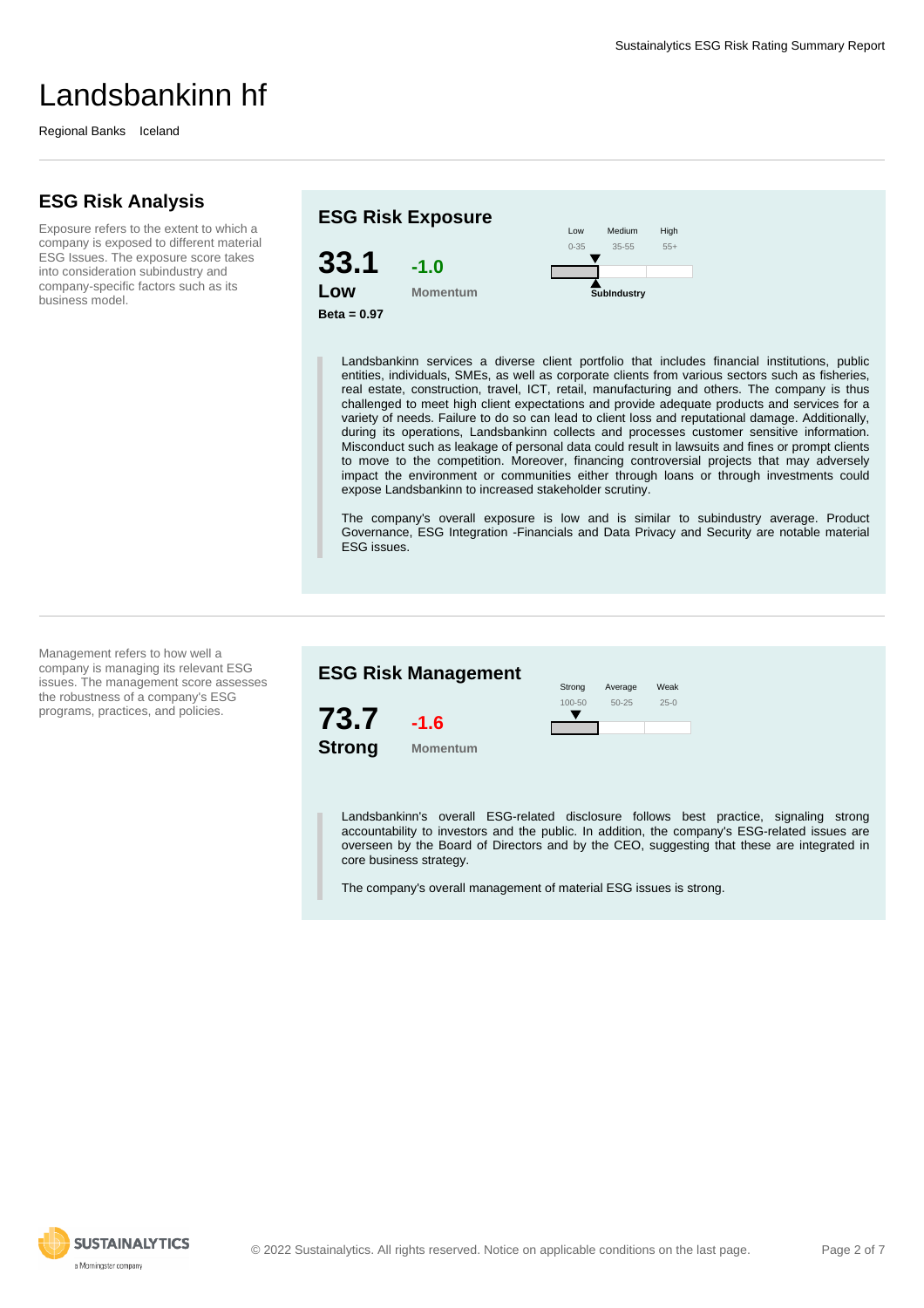# Landsbankinn hf

Regional Banks Iceland

## ESG Risk Analysis

Exposure refers to the extent to which a company is exposed to different material ESG Issues. The exposure score takes into consideration subindustry and company-specific factors such as its business model.

### ESG Risk Exposure

**33.1** **-1.0**

**Low** Momentum

**Beta = 0.97**

| Low | Medium | High |
|---|---|---|
| 0-35 | 35-55 | 55+ |

SubIndustry

Landsbankinn services a diverse client portfolio that includes financial institutions, public entities, individuals, SMEs, as well as corporate clients from various sectors such as fisheries, real estate, construction, travel, ICT, retail, manufacturing and others. The company is thus challenged to meet high client expectations and provide adequate products and services for a variety of needs. Failure to do so can lead to client loss and reputational damage. Additionally, during its operations, Landsbankinn collects and processes customer sensitive information. Misconduct such as leakage of personal data could result in lawsuits and fines or prompt clients to move to the competition. Moreover, financing controversial projects that may adversely impact the environment or communities either through loans or through investments could expose Landsbankinn to increased stakeholder scrutiny.

The company's overall exposure is low and is similar to subindustry average. Product Governance, ESG Integration -Financials and Data Privacy and Security are notable material ESG issues.

Management refers to how well a company is managing its relevant ESG issues. The management score assesses the robustness of a company's ESG programs, practices, and policies.

### ESG Risk Management

**73.7** **-1.6**

**Strong** Momentum

| Strong | Average | Weak |
|---|---|---|
| 100-50 | 50-25 | 25-0 |

Landsbankinn's overall ESG-related disclosure follows best practice, signaling strong accountability to investors and the public. In addition, the company's ESG-related issues are overseen by the Board of Directors and by the CEO, suggesting that these are integrated in core business strategy.

The company's overall management of material ESG issues is strong.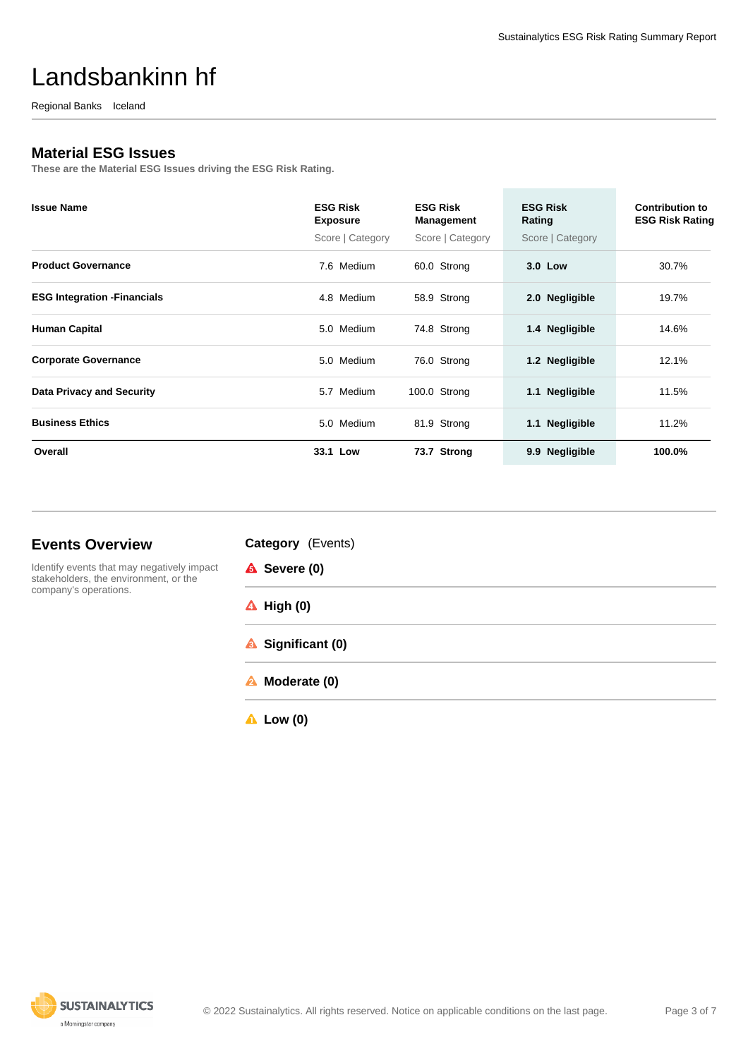# Landsbankinn hf

Regional Banks Iceland

## Material ESG Issues

These are the Material ESG Issues driving the ESG Risk Rating.

| Issue Name | ESG Risk Exposure<br>Score \| Category | ESG Risk Management<br>Score \| Category | ESG Risk Rating<br>Score \| Category | Contribution to ESG Risk Rating |
|---|---|---|---|---|
| **Product Governance** | 7.6 Medium | 60.0 Strong | **3.0 Low** | 30.7% |
| **ESG Integration -Financials** | 4.8 Medium | 58.9 Strong | **2.0 Negligible** | 19.7% |
| **Human Capital** | 5.0 Medium | 74.8 Strong | **1.4 Negligible** | 14.6% |
| **Corporate Governance** | 5.0 Medium | 76.0 Strong | **1.2 Negligible** | 12.1% |
| **Data Privacy and Security** | 5.7 Medium | 100.0 Strong | **1.1 Negligible** | 11.5% |
| **Business Ethics** | 5.0 Medium | 81.9 Strong | **1.1 Negligible** | 11.2% |
| **Overall** | **33.1 Low** | **73.7 Strong** | **9.9 Negligible** | **100.0%** |

## Events Overview

Identify events that may negatively impact stakeholders, the environment, or the company's operations.

**Category** (Events)

- **Severe (0)**
- **High (0)**
- **Significant (0)**
- **Moderate (0)**
- **Low (0)**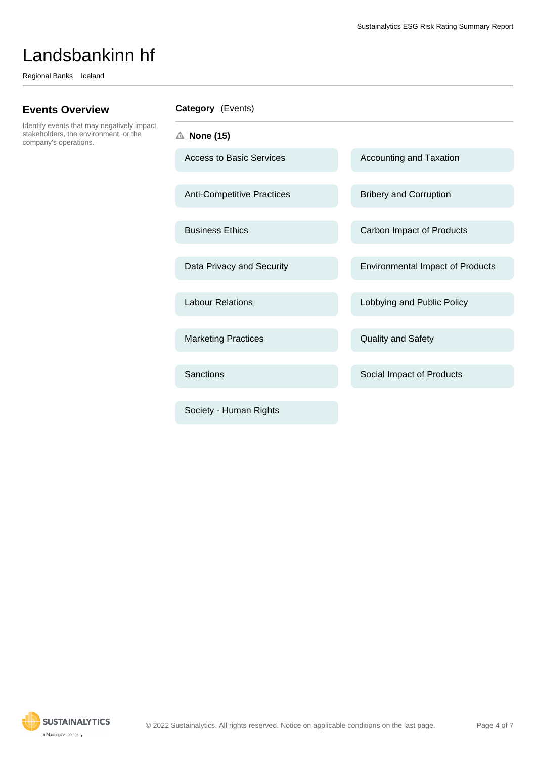# Landsbankinn hf

Regional Banks    Iceland

## Events Overview

Identify events that may negatively impact stakeholders, the environment, or the company's operations.

**Category** (Events)

**None (15)**

- Access to Basic Services
- Accounting and Taxation
- Anti-Competitive Practices
- Bribery and Corruption
- Business Ethics
- Carbon Impact of Products
- Data Privacy and Security
- Environmental Impact of Products
- Labour Relations
- Lobbying and Public Policy
- Marketing Practices
- Quality and Safety
- Sanctions
- Social Impact of Products
- Society - Human Rights

© 2022 Sustainalytics. All rights reserved. Notice on applicable conditions on the last page.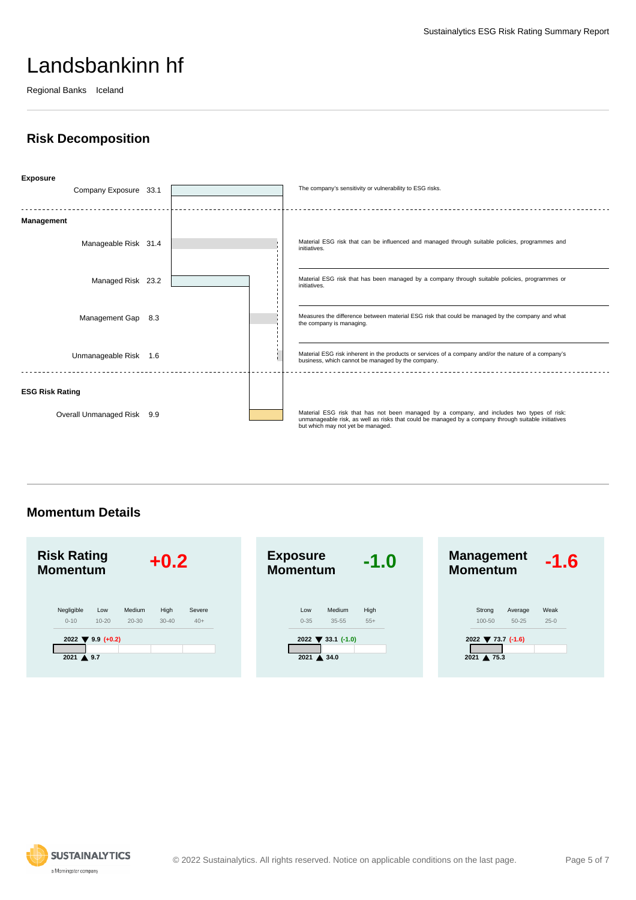# Landsbankinn hf

Regional Banks Iceland

## Risk Decomposition

**Exposure**

| | Value | Description |
|---|---|---|
| Company Exposure | 33.1 | The company's sensitivity or vulnerability to ESG risks. |

**Management**

| | Value | Description |
|---|---|---|
| Manageable Risk | 31.4 | Material ESG risk that can be influenced and managed through suitable policies, programmes and initiatives. |
| Managed Risk | 23.2 | Material ESG risk that has been managed by a company through suitable policies, programmes or initiatives. |
| Management Gap | 8.3 | Measures the difference between material ESG risk that could be managed by the company and what the company is managing. |
| Unmanageable Risk | 1.6 | Material ESG risk inherent in the products or services of a company and/or the nature of a company's business, which cannot be managed by the company. |

**ESG Risk Rating**

| | Value | Description |
|---|---|---|
| Overall Unmanaged Risk | 9.9 | Material ESG risk that has not been managed by a company, and includes two types of risk: unmanageable risk, as well as risks that could be managed by a company through suitable initiatives but which may not yet be managed. |

## Momentum Details

### Risk Rating Momentum +0.2

| Negligible | Low | Medium | High | Severe |
|---|---|---|---|---|
| 0-10 | 10-20 | 20-30 | 30-40 | 40+ |

2022 ▼ 9.9 (+0.2)

2021 ▲ 9.7

### Exposure Momentum -1.0

| Low | Medium | High |
|---|---|---|
| 0-35 | 35-55 | 55+ |

2022 ▼ 33.1 (-1.0)

2021 ▲ 34.0

### Management Momentum -1.6

| Strong | Average | Weak |
|---|---|---|
| 100-50 | 50-25 | 25-0 |

2022 ▼ 73.7 (-1.6)

2021 ▲ 75.3

© 2022 Sustainalytics. All rights reserved. Notice on applicable conditions on the last page.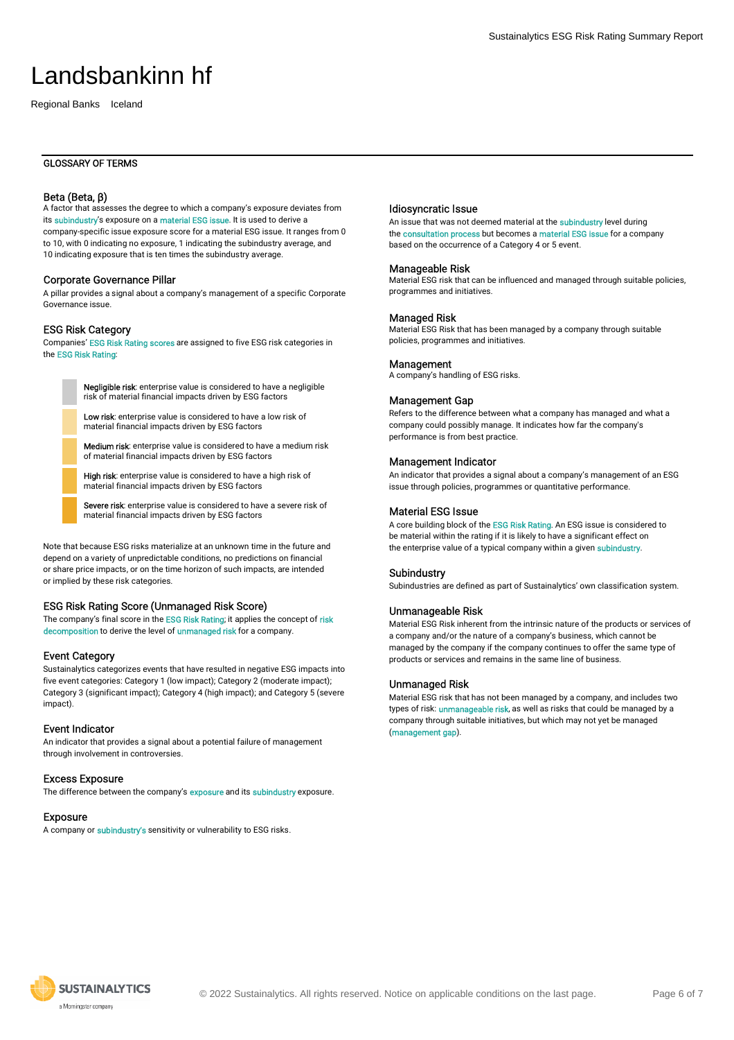# Landsbankinn hf

Regional Banks Iceland

## GLOSSARY OF TERMS

### Beta (Beta, β)

A factor that assesses the degree to which a company's exposure deviates from its subindustry's exposure on a material ESG issue. It is used to derive a company-specific issue exposure score for a material ESG issue. It ranges from 0 to 10, with 0 indicating no exposure, 1 indicating the subindustry average, and 10 indicating exposure that is ten times the subindustry average.

### Corporate Governance Pillar

A pillar provides a signal about a company's management of a specific Corporate Governance issue.

### ESG Risk Category

Companies' ESG Risk Rating scores are assigned to five ESG risk categories in the ESG Risk Rating:

- **Negligible risk**: enterprise value is considered to have a negligible risk of material financial impacts driven by ESG factors
- **Low risk**: enterprise value is considered to have a low risk of material financial impacts driven by ESG factors
- **Medium risk**: enterprise value is considered to have a medium risk of material financial impacts driven by ESG factors
- **High risk**: enterprise value is considered to have a high risk of material financial impacts driven by ESG factors
- **Severe risk**: enterprise value is considered to have a severe risk of material financial impacts driven by ESG factors

Note that because ESG risks materialize at an unknown time in the future and depend on a variety of unpredictable conditions, no predictions on financial or share price impacts, or on the time horizon of such impacts, are intended or implied by these risk categories.

### ESG Risk Rating Score (Unmanaged Risk Score)

The company's final score in the ESG Risk Rating; it applies the concept of risk decomposition to derive the level of unmanaged risk for a company.

### Event Category

Sustainalytics categorizes events that have resulted in negative ESG impacts into five event categories: Category 1 (low impact); Category 2 (moderate impact); Category 3 (significant impact); Category 4 (high impact); and Category 5 (severe impact).

### Event Indicator

An indicator that provides a signal about a potential failure of management through involvement in controversies.

### Excess Exposure

The difference between the company's exposure and its subindustry exposure.

### Exposure

A company or subindustry's sensitivity or vulnerability to ESG risks.

### Idiosyncratic Issue

An issue that was not deemed material at the subindustry level during the consultation process but becomes a material ESG issue for a company based on the occurrence of a Category 4 or 5 event.

### Manageable Risk

Material ESG risk that can be influenced and managed through suitable policies, programmes and initiatives.

### Managed Risk

Material ESG Risk that has been managed by a company through suitable policies, programmes and initiatives.

### Management

A company's handling of ESG risks.

### Management Gap

Refers to the difference between what a company has managed and what a company could possibly manage. It indicates how far the company's performance is from best practice.

### Management Indicator

An indicator that provides a signal about a company's management of an ESG issue through policies, programmes or quantitative performance.

### Material ESG Issue

A core building block of the ESG Risk Rating. An ESG issue is considered to be material within the rating if it is likely to have a significant effect on the enterprise value of a typical company within a given subindustry.

### Subindustry

Subindustries are defined as part of Sustainalytics' own classification system.

### Unmanageable Risk

Material ESG Risk inherent from the intrinsic nature of the products or services of a company and/or the nature of a company's business, which cannot be managed by the company if the company continues to offer the same type of products or services and remains in the same line of business.

### Unmanaged Risk

Material ESG risk that has not been managed by a company, and includes two types of risk: unmanageable risk, as well as risks that could be managed by a company through suitable initiatives, but which may not yet be managed (management gap).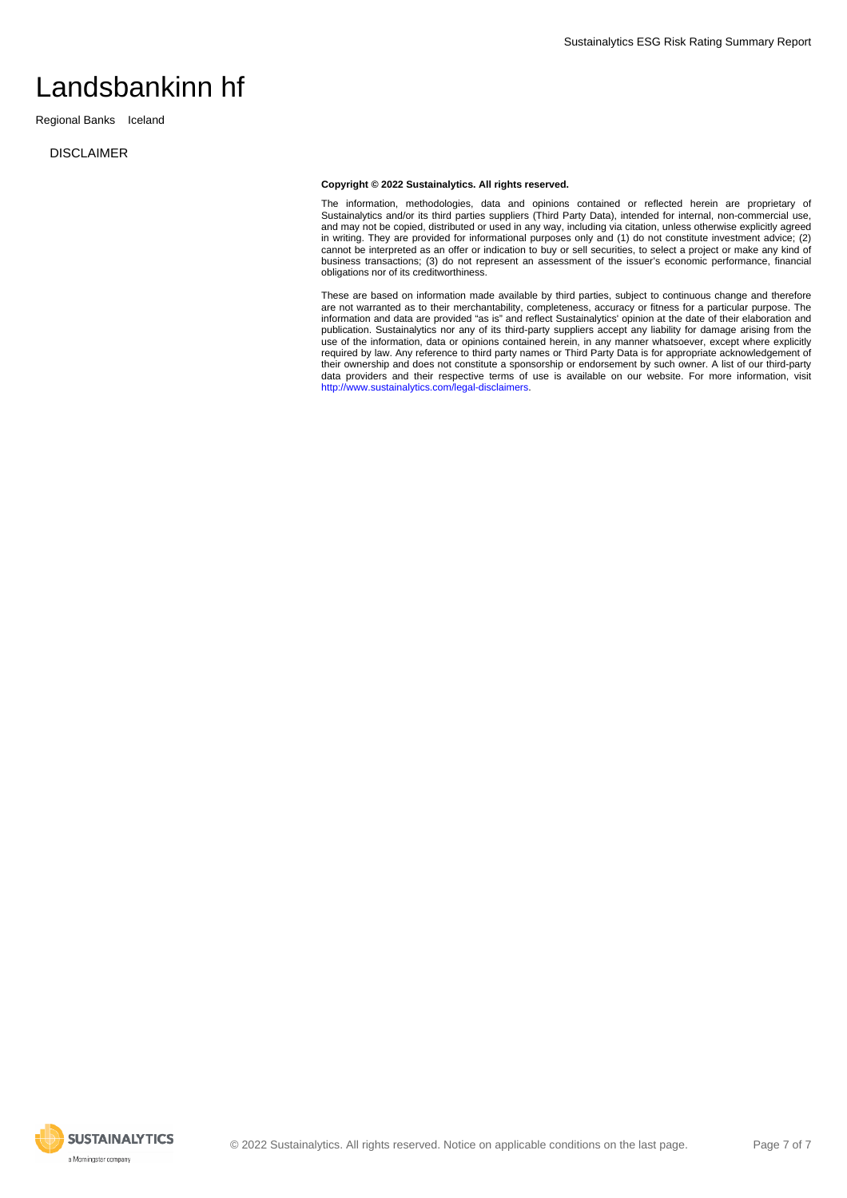# Landsbankinn hf

Regional Banks Iceland

DISCLAIMER

**Copyright © 2022 Sustainalytics. All rights reserved.**

The information, methodologies, data and opinions contained or reflected herein are proprietary of Sustainalytics and/or its third parties suppliers (Third Party Data), intended for internal, non-commercial use, and may not be copied, distributed or used in any way, including via citation, unless otherwise explicitly agreed in writing. They are provided for informational purposes only and (1) do not constitute investment advice; (2) cannot be interpreted as an offer or indication to buy or sell securities, to select a project or make any kind of business transactions; (3) do not represent an assessment of the issuer's economic performance, financial obligations nor of its creditworthiness.

These are based on information made available by third parties, subject to continuous change and therefore are not warranted as to their merchantability, completeness, accuracy or fitness for a particular purpose. The information and data are provided "as is" and reflect Sustainalytics' opinion at the date of their elaboration and publication. Sustainalytics nor any of its third-party suppliers accept any liability for damage arising from the use of the information, data or opinions contained herein, in any manner whatsoever, except where explicitly required by law. Any reference to third party names or Third Party Data is for appropriate acknowledgement of their ownership and does not constitute a sponsorship or endorsement by such owner. A list of our third-party data providers and their respective terms of use is available on our website. For more information, visit http://www.sustainalytics.com/legal-disclaimers.